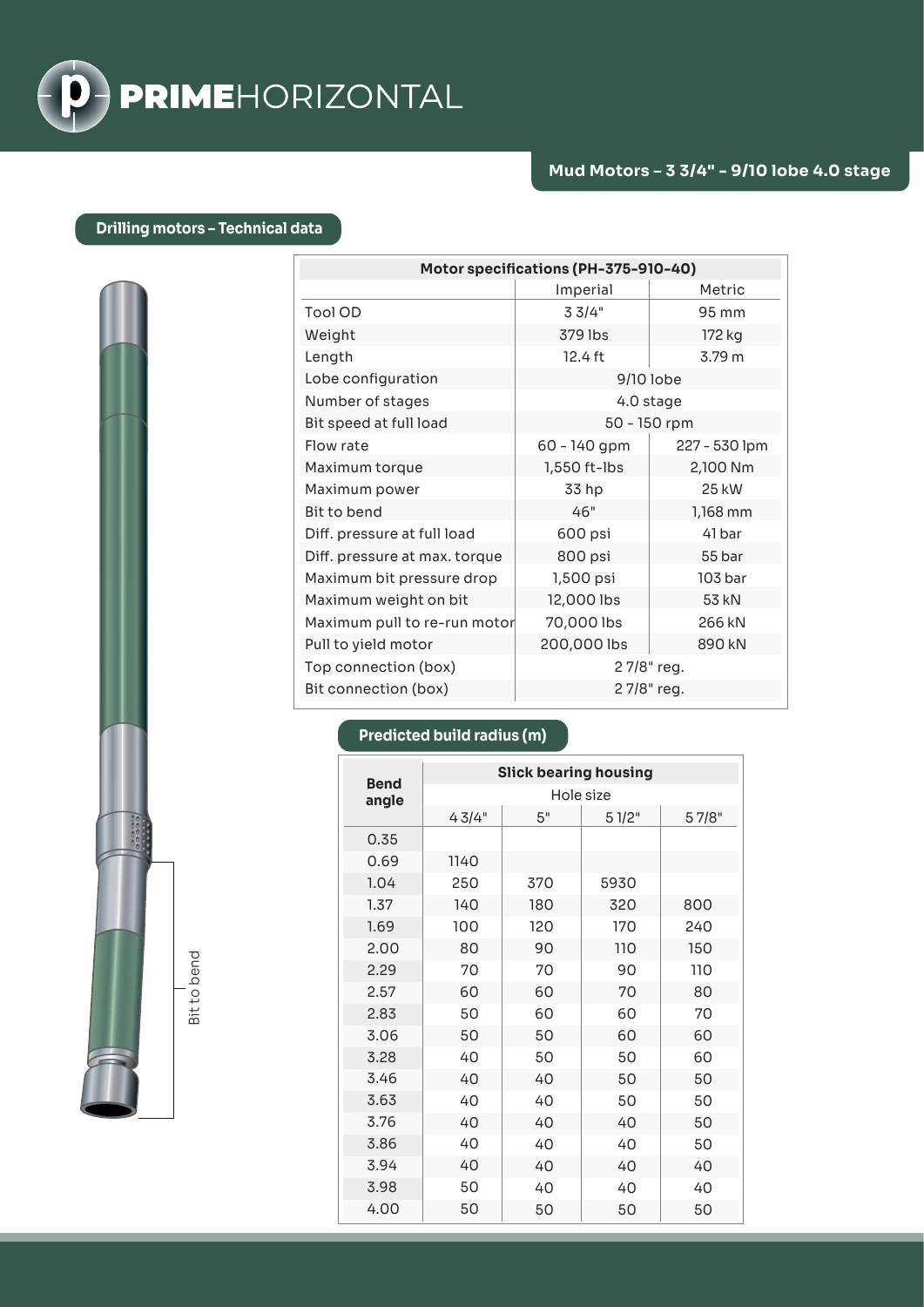# PRIMEHORIZONTAL

## Mud Motors – 3 3/4" - 9/10 lobe 4.0 stage

### Drilling motors – Technical data

| Motor specifications (PH-375-910-40) | | |
|---|---|---|
| | Imperial | Metric |
| Tool OD | 3 3/4" | 95 mm |
| Weight | 379 lbs | 172 kg |
| Length | 12.4 ft | 3.79 m |
| Lobe configuration | 9/10 lobe | |
| Number of stages | 4.0 stage | |
| Bit speed at full load | 50 - 150 rpm | |
| Flow rate | 60 - 140 gpm | 227 - 530 lpm |
| Maximum torque | 1,550 ft-lbs | 2,100 Nm |
| Maximum power | 33 hp | 25 kW |
| Bit to bend | 46" | 1,168 mm |
| Diff. pressure at full load | 600 psi | 41 bar |
| Diff. pressure at max. torque | 800 psi | 55 bar |
| Maximum bit pressure drop | 1,500 psi | 103 bar |
| Maximum weight on bit | 12,000 lbs | 53 kN |
| Maximum pull to re-run motor | 70,000 lbs | 266 kN |
| Pull to yield motor | 200,000 lbs | 890 kN |
| Top connection (box) | 2 7/8" reg. | |
| Bit connection (box) | 2 7/8" reg. | |

Bit to bend

### Predicted build radius (m)

| Bend angle | Slick bearing housing | | | |
|---|---|---|---|---|
| | Hole size | | | |
| | 4 3/4" | 5" | 5 1/2" | 5 7/8" |
| 0.35 | | | | |
| 0.69 | 1140 | | | |
| 1.04 | 250 | 370 | 5930 | |
| 1.37 | 140 | 180 | 320 | 800 |
| 1.69 | 100 | 120 | 170 | 240 |
| 2.00 | 80 | 90 | 110 | 150 |
| 2.29 | 70 | 70 | 90 | 110 |
| 2.57 | 60 | 60 | 70 | 80 |
| 2.83 | 50 | 60 | 60 | 70 |
| 3.06 | 50 | 50 | 60 | 60 |
| 3.28 | 40 | 50 | 50 | 60 |
| 3.46 | 40 | 40 | 50 | 50 |
| 3.63 | 40 | 40 | 50 | 50 |
| 3.76 | 40 | 40 | 40 | 50 |
| 3.86 | 40 | 40 | 40 | 50 |
| 3.94 | 40 | 40 | 40 | 40 |
| 3.98 | 50 | 40 | 40 | 40 |
| 4.00 | 50 | 50 | 50 | 50 |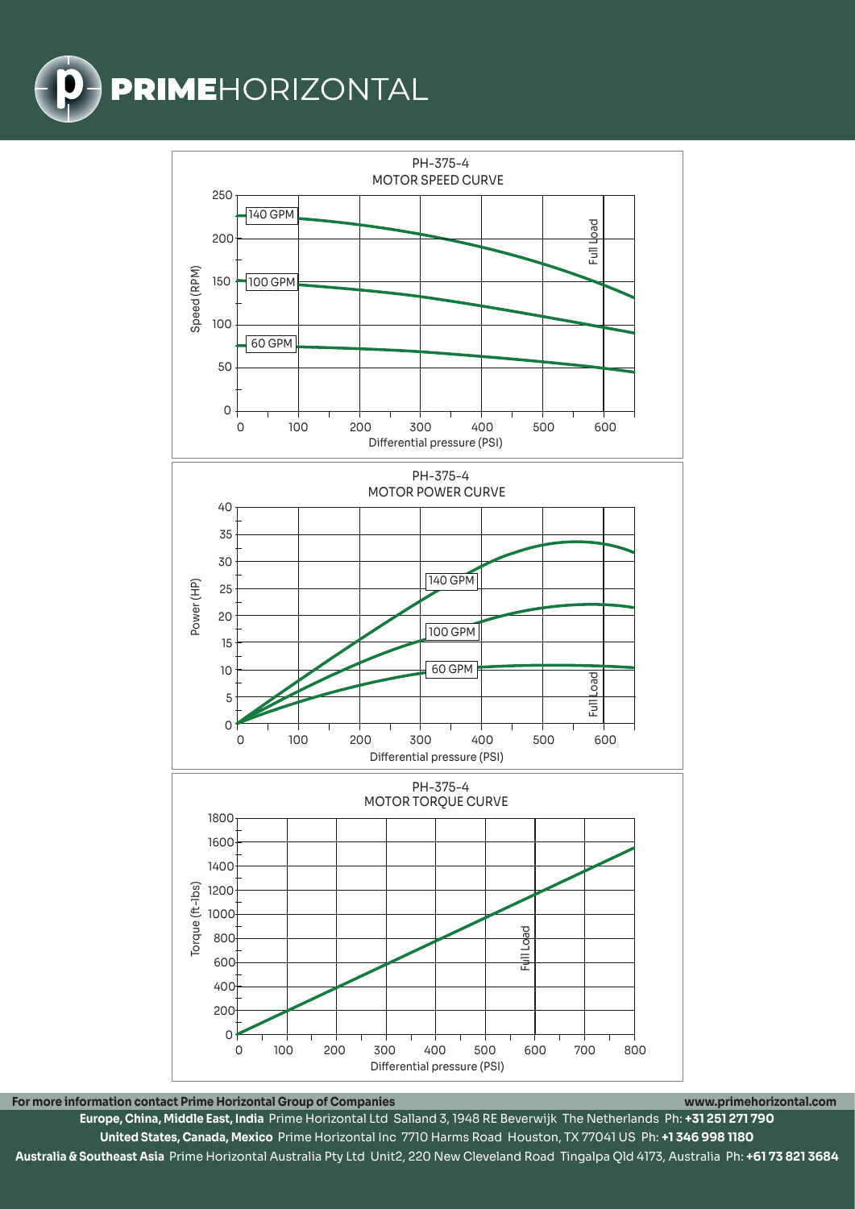# PRIMEHORIZONTAL

PH-375-4
MOTOR SPEED CURVE

Speed (RPM)

250
200
150
100
50
0

140 GPM
100 GPM
60 GPM

Full Load

0 100 200 300 400 500 600

Differential pressure (PSI)

PH-375-4
MOTOR POWER CURVE

Power (HP)

40
35
30
25
20
15
10
5
0

140 GPM
100 GPM
60 GPM

Full Load

0 100 200 300 400 500 600

Differential pressure (PSI)

PH-375-4
MOTOR TORQUE CURVE

Torque (ft-lbs)

1800
1600
1400
1200
1000
800
600
400
200
0

Full Load

0 100 200 300 400 500 600 700 800

Differential pressure (PSI)

**For more information contact Prime Horizontal Group of Companies** **www.primehorizontal.com**

**Europe, China, Middle East, India** Prime Horizontal Ltd Salland 3, 1948 RE Beverwijk The Netherlands Ph: **+31 251 271 790**

**United States, Canada, Mexico** Prime Horizontal Inc 7710 Harms Road Houston, TX 77041 US Ph: **+1 346 998 1180**

**Australia & Southeast Asia** Prime Horizontal Australia Pty Ltd Unit2, 220 New Cleveland Road Tingalpa Qld 4173, Australia Ph: **+61 73 821 3684**